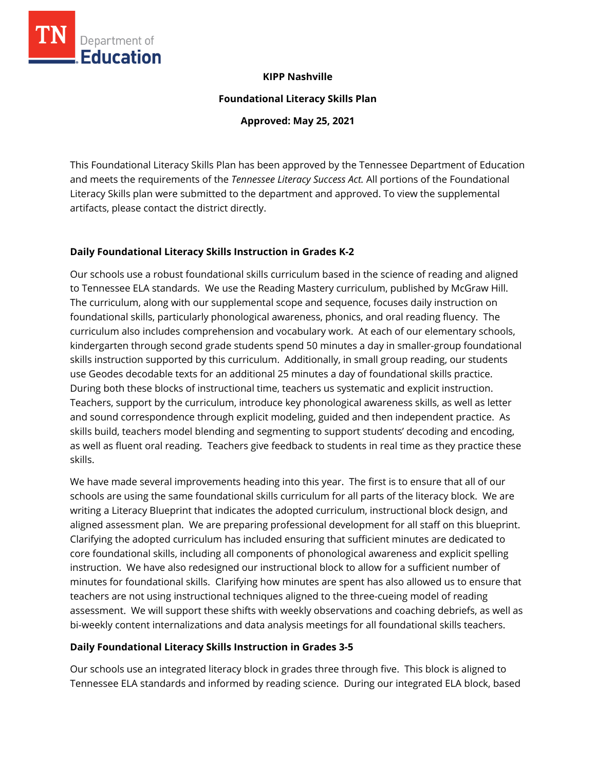**KIPP Nashville**

**Foundational Literacy Skills Plan**

**Approved: May 25, 2021**

This Foundational Literacy Skills Plan has been approved by the Tennessee Department of Education and meets the requirements of the *Tennessee Literacy Success Act.* All portions of the Foundational Literacy Skills plan were submitted to the department and approved. To view the supplemental artifacts, please contact the district directly.

## Daily Foundational Literacy Skills Instruction in Grades K-2

Our schools use a robust foundational skills curriculum based in the science of reading and aligned to Tennessee ELA standards. We use the Reading Mastery curriculum, published by McGraw Hill. The curriculum, along with our supplemental scope and sequence, focuses daily instruction on foundational skills, particularly phonological awareness, phonics, and oral reading fluency. The curriculum also includes comprehension and vocabulary work. At each of our elementary schools, kindergarten through second grade students spend 50 minutes a day in smaller-group foundational skills instruction supported by this curriculum. Additionally, in small group reading, our students use Geodes decodable texts for an additional 25 minutes a day of foundational skills practice. During both these blocks of instructional time, teachers us systematic and explicit instruction. Teachers, support by the curriculum, introduce key phonological awareness skills, as well as letter and sound correspondence through explicit modeling, guided and then independent practice. As skills build, teachers model blending and segmenting to support students' decoding and encoding, as well as fluent oral reading. Teachers give feedback to students in real time as they practice these skills.

We have made several improvements heading into this year. The first is to ensure that all of our schools are using the same foundational skills curriculum for all parts of the literacy block. We are writing a Literacy Blueprint that indicates the adopted curriculum, instructional block design, and aligned assessment plan. We are preparing professional development for all staff on this blueprint. Clarifying the adopted curriculum has included ensuring that sufficient minutes are dedicated to core foundational skills, including all components of phonological awareness and explicit spelling instruction. We have also redesigned our instructional block to allow for a sufficient number of minutes for foundational skills. Clarifying how minutes are spent has also allowed us to ensure that teachers are not using instructional techniques aligned to the three-cueing model of reading assessment. We will support these shifts with weekly observations and coaching debriefs, as well as bi-weekly content internalizations and data analysis meetings for all foundational skills teachers.

## Daily Foundational Literacy Skills Instruction in Grades 3-5

Our schools use an integrated literacy block in grades three through five. This block is aligned to Tennessee ELA standards and informed by reading science. During our integrated ELA block, based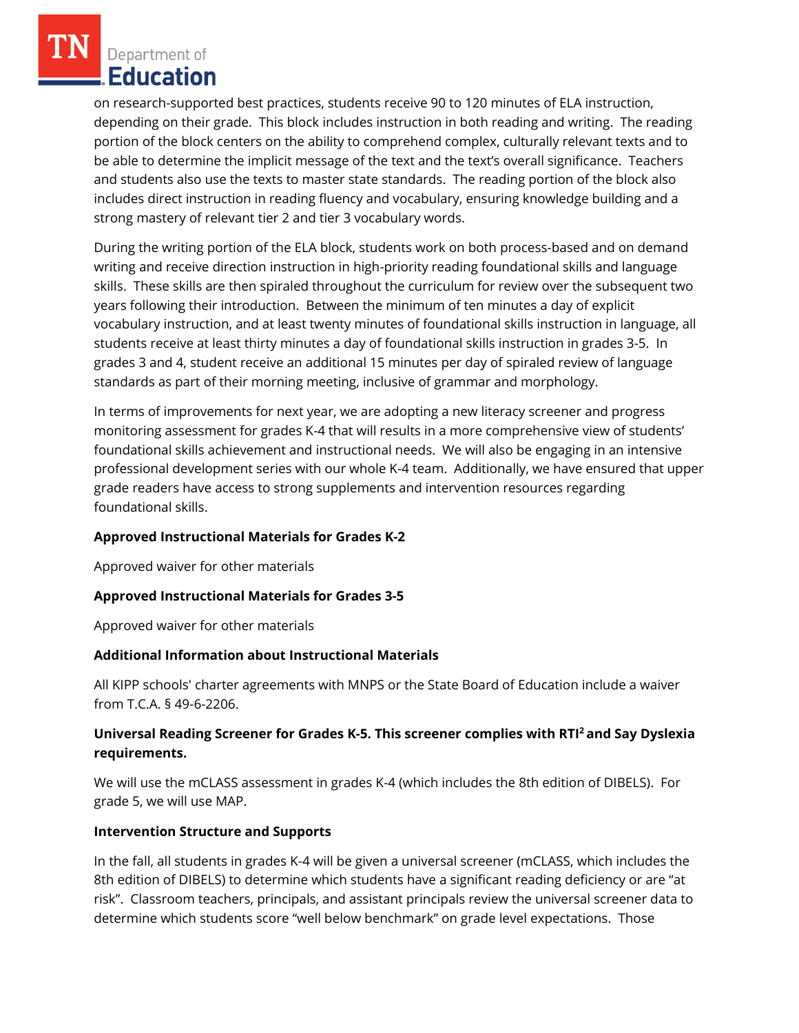on research-supported best practices, students receive 90 to 120 minutes of ELA instruction, depending on their grade. This block includes instruction in both reading and writing. The reading portion of the block centers on the ability to comprehend complex, culturally relevant texts and to be able to determine the implicit message of the text and the text's overall significance. Teachers and students also use the texts to master state standards. The reading portion of the block also includes direct instruction in reading fluency and vocabulary, ensuring knowledge building and a strong mastery of relevant tier 2 and tier 3 vocabulary words.

During the writing portion of the ELA block, students work on both process-based and on demand writing and receive direction instruction in high-priority reading foundational skills and language skills. These skills are then spiraled throughout the curriculum for review over the subsequent two years following their introduction. Between the minimum of ten minutes a day of explicit vocabulary instruction, and at least twenty minutes of foundational skills instruction in language, all students receive at least thirty minutes a day of foundational skills instruction in grades 3-5. In grades 3 and 4, student receive an additional 15 minutes per day of spiraled review of language standards as part of their morning meeting, inclusive of grammar and morphology.

In terms of improvements for next year, we are adopting a new literacy screener and progress monitoring assessment for grades K-4 that will results in a more comprehensive view of students' foundational skills achievement and instructional needs. We will also be engaging in an intensive professional development series with our whole K-4 team. Additionally, we have ensured that upper grade readers have access to strong supplements and intervention resources regarding foundational skills.

**Approved Instructional Materials for Grades K-2**

Approved waiver for other materials

**Approved Instructional Materials for Grades 3-5**

Approved waiver for other materials

**Additional Information about Instructional Materials**

All KIPP schools' charter agreements with MNPS or the State Board of Education include a waiver from T.C.A. § 49-6-2206.

**Universal Reading Screener for Grades K-5. This screener complies with RTI² and Say Dyslexia requirements.**

We will use the mCLASS assessment in grades K-4 (which includes the 8th edition of DIBELS). For grade 5, we will use MAP.

**Intervention Structure and Supports**

In the fall, all students in grades K-4 will be given a universal screener (mCLASS, which includes the 8th edition of DIBELS) to determine which students have a significant reading deficiency or are "at risk". Classroom teachers, principals, and assistant principals review the universal screener data to determine which students score "well below benchmark" on grade level expectations. Those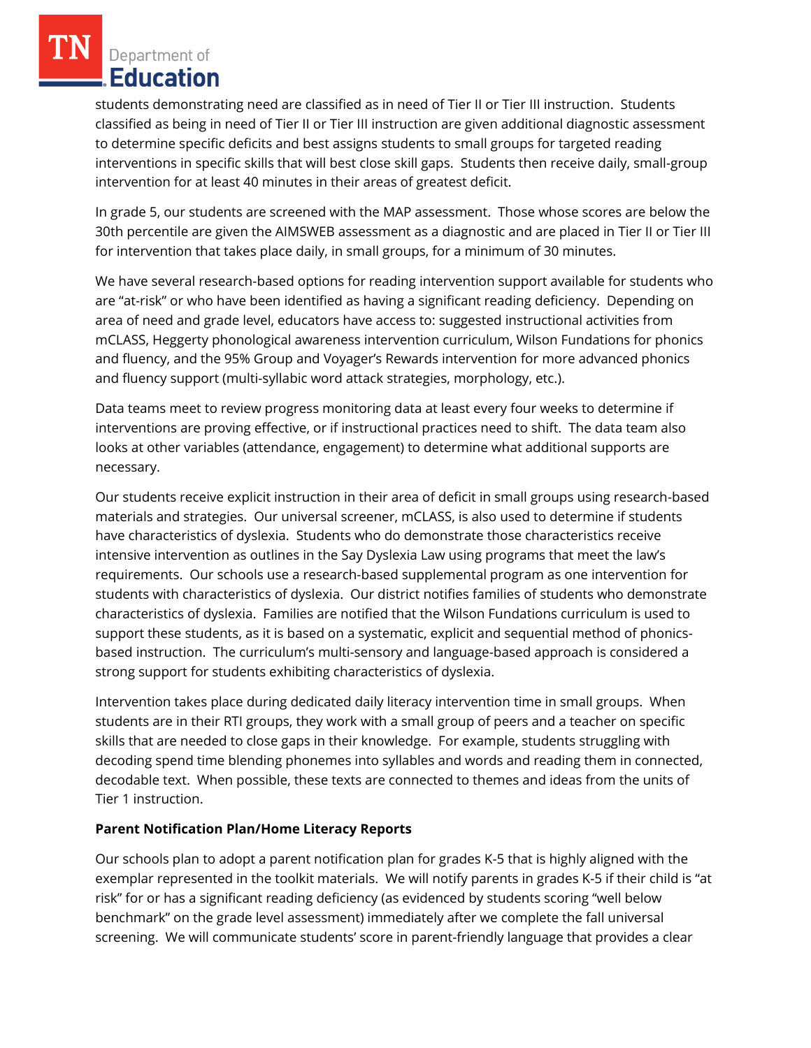students demonstrating need are classified as in need of Tier II or Tier III instruction. Students classified as being in need of Tier II or Tier III instruction are given additional diagnostic assessment to determine specific deficits and best assigns students to small groups for targeted reading interventions in specific skills that will best close skill gaps. Students then receive daily, small-group intervention for at least 40 minutes in their areas of greatest deficit.

In grade 5, our students are screened with the MAP assessment. Those whose scores are below the 30th percentile are given the AIMSWEB assessment as a diagnostic and are placed in Tier II or Tier III for intervention that takes place daily, in small groups, for a minimum of 30 minutes.

We have several research-based options for reading intervention support available for students who are "at-risk" or who have been identified as having a significant reading deficiency. Depending on area of need and grade level, educators have access to: suggested instructional activities from mCLASS, Heggerty phonological awareness intervention curriculum, Wilson Fundations for phonics and fluency, and the 95% Group and Voyager's Rewards intervention for more advanced phonics and fluency support (multi-syllabic word attack strategies, morphology, etc.).

Data teams meet to review progress monitoring data at least every four weeks to determine if interventions are proving effective, or if instructional practices need to shift. The data team also looks at other variables (attendance, engagement) to determine what additional supports are necessary.

Our students receive explicit instruction in their area of deficit in small groups using research-based materials and strategies. Our universal screener, mCLASS, is also used to determine if students have characteristics of dyslexia. Students who do demonstrate those characteristics receive intensive intervention as outlines in the Say Dyslexia Law using programs that meet the law's requirements. Our schools use a research-based supplemental program as one intervention for students with characteristics of dyslexia. Our district notifies families of students who demonstrate characteristics of dyslexia. Families are notified that the Wilson Fundations curriculum is used to support these students, as it is based on a systematic, explicit and sequential method of phonics-based instruction. The curriculum's multi-sensory and language-based approach is considered a strong support for students exhibiting characteristics of dyslexia.

Intervention takes place during dedicated daily literacy intervention time in small groups. When students are in their RTI groups, they work with a small group of peers and a teacher on specific skills that are needed to close gaps in their knowledge. For example, students struggling with decoding spend time blending phonemes into syllables and words and reading them in connected, decodable text. When possible, these texts are connected to themes and ideas from the units of Tier 1 instruction.

**Parent Notification Plan/Home Literacy Reports**

Our schools plan to adopt a parent notification plan for grades K-5 that is highly aligned with the exemplar represented in the toolkit materials. We will notify parents in grades K-5 if their child is "at risk" for or has a significant reading deficiency (as evidenced by students scoring "well below benchmark" on the grade level assessment) immediately after we complete the fall universal screening. We will communicate students' score in parent-friendly language that provides a clear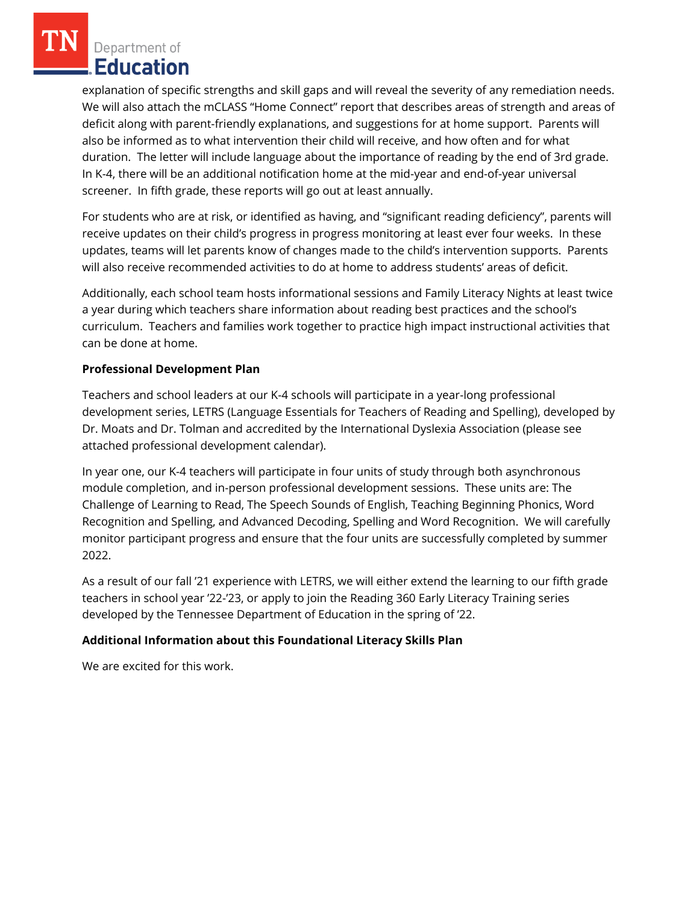explanation of specific strengths and skill gaps and will reveal the severity of any remediation needs. We will also attach the mCLASS "Home Connect" report that describes areas of strength and areas of deficit along with parent-friendly explanations, and suggestions for at home support. Parents will also be informed as to what intervention their child will receive, and how often and for what duration. The letter will include language about the importance of reading by the end of 3rd grade. In K-4, there will be an additional notification home at the mid-year and end-of-year universal screener. In fifth grade, these reports will go out at least annually.

For students who are at risk, or identified as having, and "significant reading deficiency", parents will receive updates on their child's progress in progress monitoring at least ever four weeks. In these updates, teams will let parents know of changes made to the child's intervention supports. Parents will also receive recommended activities to do at home to address students' areas of deficit.

Additionally, each school team hosts informational sessions and Family Literacy Nights at least twice a year during which teachers share information about reading best practices and the school's curriculum. Teachers and families work together to practice high impact instructional activities that can be done at home.

**Professional Development Plan**

Teachers and school leaders at our K-4 schools will participate in a year-long professional development series, LETRS (Language Essentials for Teachers of Reading and Spelling), developed by Dr. Moats and Dr. Tolman and accredited by the International Dyslexia Association (please see attached professional development calendar).

In year one, our K-4 teachers will participate in four units of study through both asynchronous module completion, and in-person professional development sessions. These units are: The Challenge of Learning to Read, The Speech Sounds of English, Teaching Beginning Phonics, Word Recognition and Spelling, and Advanced Decoding, Spelling and Word Recognition. We will carefully monitor participant progress and ensure that the four units are successfully completed by summer 2022.

As a result of our fall '21 experience with LETRS, we will either extend the learning to our fifth grade teachers in school year '22-'23, or apply to join the Reading 360 Early Literacy Training series developed by the Tennessee Department of Education in the spring of '22.

**Additional Information about this Foundational Literacy Skills Plan**

We are excited for this work.